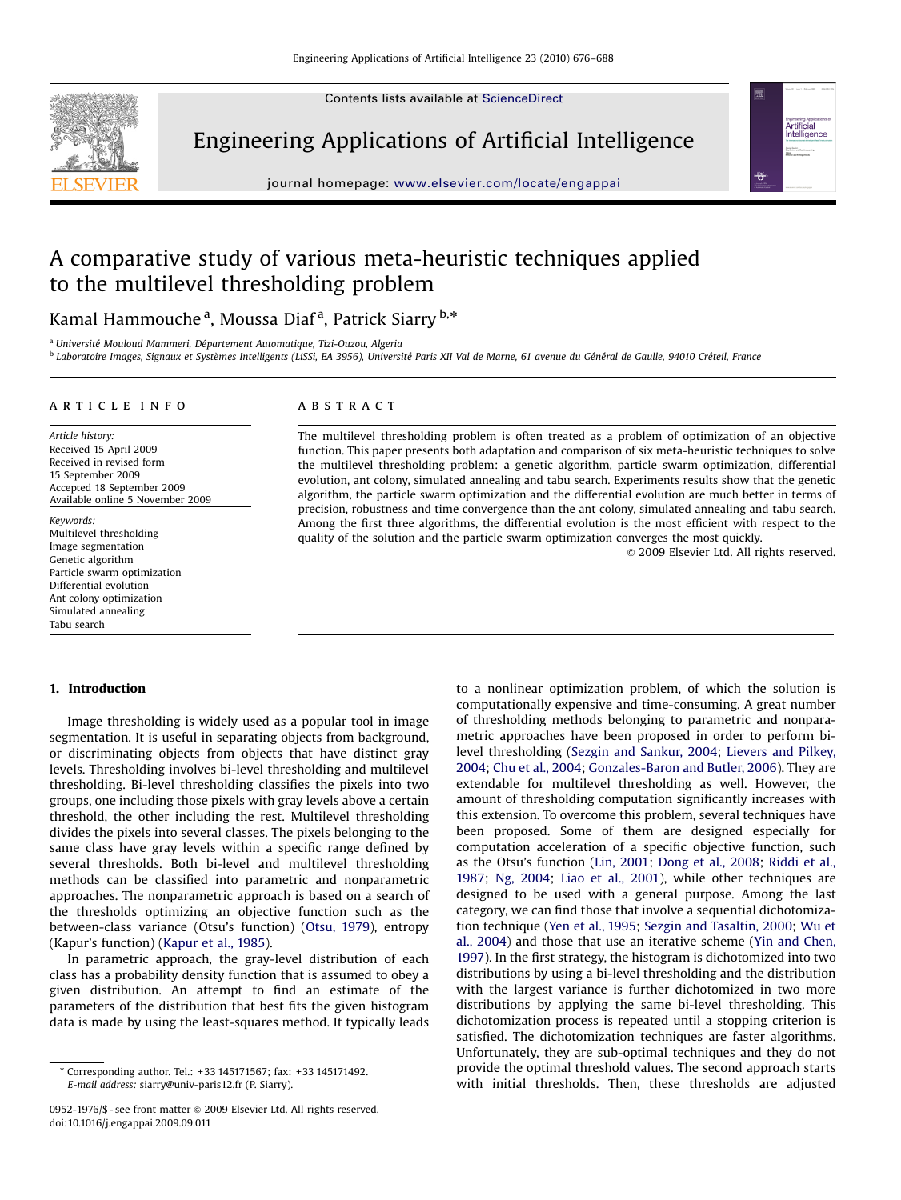# A comparative study of various meta-heuristic techniques applied to the multilevel thresholding problem

Kamal Hammouche [a], Moussa Diaf [a], Patrick Siarry [b,*]

[a] Université Mouloud Mammeri, Département Automatique, Tizi-Ouzou, Algeria

[b] Laboratoire Images, Signaux et Systèmes Intelligents (LiSSi, EA 3956), Université Paris XII Val de Marne, 61 avenue du Général de Gaulle, 94010 Créteil, France

## ARTICLE INFO

*Article history:*
Received 15 April 2009
Received in revised form 15 September 2009
Accepted 18 September 2009
Available online 5 November 2009

*Keywords:*
Multilevel thresholding
Image segmentation
Genetic algorithm
Particle swarm optimization
Differential evolution
Ant colony optimization
Simulated annealing
Tabu search

## ABSTRACT

The multilevel thresholding problem is often treated as a problem of optimization of an objective function. This paper presents both adaptation and comparison of six meta-heuristic techniques to solve the multilevel thresholding problem: a genetic algorithm, particle swarm optimization, differential evolution, ant colony, simulated annealing and tabu search. Experiments results show that the genetic algorithm, the particle swarm optimization and the differential evolution are much better in terms of precision, robustness and time convergence than the ant colony, simulated annealing and tabu search. Among the first three algorithms, the differential evolution is the most efficient with respect to the quality of the solution and the particle swarm optimization converges the most quickly.

© 2009 Elsevier Ltd. All rights reserved.

## 1. Introduction

Image thresholding is widely used as a popular tool in image segmentation. It is useful in separating objects from background, or discriminating objects from objects that have distinct gray levels. Thresholding involves bi-level thresholding and multilevel thresholding. Bi-level thresholding classifies the pixels into two groups, one including those pixels with gray levels above a certain threshold, the other including the rest. Multilevel thresholding divides the pixels into several classes. The pixels belonging to the same class have gray levels within a specific range defined by several thresholds. Both bi-level and multilevel thresholding methods can be classified into parametric and nonparametric approaches. The nonparametric approach is based on a search of the thresholds optimizing an objective function such as the between-class variance (Otsu's function) (Otsu, 1979), entropy (Kapur's function) (Kapur et al., 1985).

In parametric approach, the gray-level distribution of each class has a probability density function that is assumed to obey a given distribution. An attempt to find an estimate of the parameters of the distribution that best fits the given histogram data is made by using the least-squares method. It typically leads to a nonlinear optimization problem, of which the solution is computationally expensive and time-consuming. A great number of thresholding methods belonging to parametric and nonparametric approaches have been proposed in order to perform bi-level thresholding (Sezgin and Sankur, 2004; Lievers and Pilkey, 2004; Chu et al., 2004; Gonzales-Baron and Butler, 2006). They are extendable for multilevel thresholding as well. However, the amount of thresholding computation significantly increases with this extension. To overcome this problem, several techniques have been proposed. Some of them are designed especially for computation acceleration of a specific objective function, such as the Otsu's function (Lin, 2001; Dong et al., 2008; Riddi et al., 1987; Ng, 2004; Liao et al., 2001), while other techniques are designed to be used with a general purpose. Among the last category, we can find those that involve a sequential dichotomization technique (Yen et al., 1995; Sezgin and Tasaltin, 2000; Wu et al., 2004) and those that use an iterative scheme (Yin and Chen, 1997). In the first strategy, the histogram is dichotomized into two distributions by using a bi-level thresholding and the distribution with the largest variance is further dichotomized in two more distributions by applying the same bi-level thresholding. This dichotomization process is repeated until a stopping criterion is satisfied. The dichotomization techniques are faster algorithms. Unfortunately, they are sub-optimal techniques and they do not provide the optimal threshold values. The second approach starts with initial thresholds. Then, these thresholds are adjusted

---

* Corresponding author. Tel.: +33 145171567; fax: +33 145171492.
*E-mail address:* siarry@univ-paris12.fr (P. Siarry).

0952-1976/$ - see front matter © 2009 Elsevier Ltd. All rights reserved.
doi:10.1016/j.engappai.2009.09.011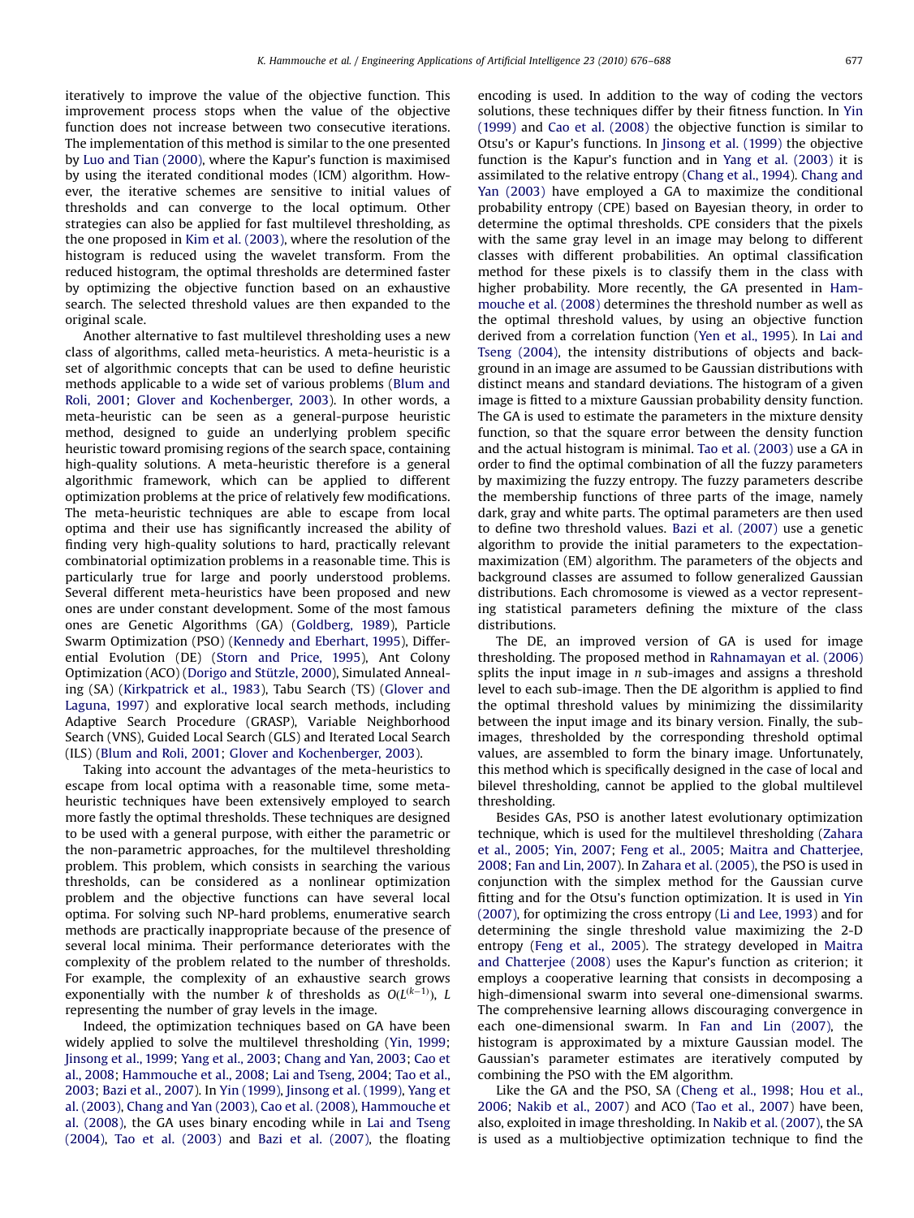iteratively to improve the value of the objective function. This improvement process stops when the value of the objective function does not increase between two consecutive iterations. The implementation of this method is similar to the one presented by Luo and Tian (2000), where the Kapur's function is maximised by using the iterated conditional modes (ICM) algorithm. However, the iterative schemes are sensitive to initial values of thresholds and can converge to the local optimum. Other strategies can also be applied for fast multilevel thresholding, as the one proposed in Kim et al. (2003), where the resolution of the histogram is reduced using the wavelet transform. From the reduced histogram, the optimal thresholds are determined faster by optimizing the objective function based on an exhaustive search. The selected threshold values are then expanded to the original scale.

Another alternative to fast multilevel thresholding uses a new class of algorithms, called meta-heuristics. A meta-heuristic is a set of algorithmic concepts that can be used to define heuristic methods applicable to a wide set of various problems (Blum and Roli, 2001; Glover and Kochenberger, 2003). In other words, a meta-heuristic can be seen as a general-purpose heuristic method, designed to guide an underlying problem specific heuristic toward promising regions of the search space, containing high-quality solutions. A meta-heuristic therefore is a general algorithmic framework, which can be applied to different optimization problems at the price of relatively few modifications. The meta-heuristic techniques are able to escape from local optima and their use has significantly increased the ability of finding very high-quality solutions to hard, practically relevant combinatorial optimization problems in a reasonable time. This is particularly true for large and poorly understood problems. Several different meta-heuristics have been proposed and new ones are under constant development. Some of the most famous ones are Genetic Algorithms (GA) (Goldberg, 1989), Particle Swarm Optimization (PSO) (Kennedy and Eberhart, 1995), Differential Evolution (DE) (Storn and Price, 1995), Ant Colony Optimization (ACO) (Dorigo and Stützle, 2000), Simulated Annealing (SA) (Kirkpatrick et al., 1983), Tabu Search (TS) (Glover and Laguna, 1997) and explorative local search methods, including Adaptive Search Procedure (GRASP), Variable Neighborhood Search (VNS), Guided Local Search (GLS) and Iterated Local Search (ILS) (Blum and Roli, 2001; Glover and Kochenberger, 2003).

Taking into account the advantages of the meta-heuristics to escape from local optima with a reasonable time, some meta-heuristic techniques have been extensively employed to search more fastly the optimal thresholds. These techniques are designed to be used with a general purpose, with either the parametric or the non-parametric approaches, for the multilevel thresholding problem. This problem, which consists in searching the various thresholds, can be considered as a nonlinear optimization problem and the objective functions can have several local optima. For solving such NP-hard problems, enumerative search methods are practically inappropriate because of the presence of several local minima. Their performance deteriorates with the complexity of the problem related to the number of thresholds. For example, the complexity of an exhaustive search grows exponentially with the number $k$ of thresholds as $O(L^{(k-1)})$, $L$ representing the number of gray levels in the image.

Indeed, the optimization techniques based on GA have been widely applied to solve the multilevel thresholding (Yin, 1999; Jinsong et al., 1999; Yang et al., 2003; Chang and Yan, 2003; Cao et al., 2008; Hammouche et al., 2008; Lai and Tseng, 2004; Tao et al., 2003; Bazi et al., 2007). In Yin (1999), Jinsong et al. (1999), Yang et al. (2003), Chang and Yan (2003), Cao et al. (2008), Hammouche et al. (2008), the GA uses binary encoding while in Lai and Tseng (2004), Tao et al. (2003) and Bazi et al. (2007), the floating encoding is used. In addition to the way of coding the vectors solutions, these techniques differ by their fitness function. In Yin (1999) and Cao et al. (2008) the objective function is similar to Otsu's or Kapur's functions. In Jinsong et al. (1999) the objective function is the Kapur's function and in Yang et al. (2003) it is assimilated to the relative entropy (Chang et al., 1994). Chang and Yan (2003) have employed a GA to maximize the conditional probability entropy (CPE) based on Bayesian theory, in order to determine the optimal thresholds. CPE considers that the pixels with the same gray level in an image may belong to different classes with different probabilities. An optimal classification method for these pixels is to classify them in the class with higher probability. More recently, the GA presented in Hammouche et al. (2008) determines the threshold number as well as the optimal threshold values, by using an objective function derived from a correlation function (Yen et al., 1995). In Lai and Tseng (2004), the intensity distributions of objects and background in an image are assumed to be Gaussian distributions with distinct means and standard deviations. The histogram of a given image is fitted to a mixture Gaussian probability density function. The GA is used to estimate the parameters in the mixture density function, so that the square error between the density function and the actual histogram is minimal. Tao et al. (2003) use a GA in order to find the optimal combination of all the fuzzy parameters by maximizing the fuzzy entropy. The fuzzy parameters describe the membership functions of three parts of the image, namely dark, gray and white parts. The optimal parameters are then used to define two threshold values. Bazi et al. (2007) use a genetic algorithm to provide the initial parameters to the expectation-maximization (EM) algorithm. The parameters of the objects and background classes are assumed to follow generalized Gaussian distributions. Each chromosome is viewed as a vector representing statistical parameters defining the mixture of the class distributions.

The DE, an improved version of GA is used for image thresholding. The proposed method in Rahnamayan et al. (2006) splits the input image in $n$ sub-images and assigns a threshold level to each sub-image. Then the DE algorithm is applied to find the optimal threshold values by minimizing the dissimilarity between the input image and its binary version. Finally, the sub-images, thresholded by the corresponding threshold optimal values, are assembled to form the binary image. Unfortunately, this method which is specifically designed in the case of local and bilevel thresholding, cannot be applied to the global multilevel thresholding.

Besides GAs, PSO is another latest evolutionary optimization technique, which is used for the multilevel thresholding (Zahara et al., 2005; Yin, 2007; Feng et al., 2005; Maitra and Chatterjee, 2008; Fan and Lin, 2007). In Zahara et al. (2005), the PSO is used in conjunction with the simplex method for the Gaussian curve fitting and for the Otsu's function optimization. It is used in Yin (2007), for optimizing the cross entropy (Li and Lee, 1993) and for determining the single threshold value maximizing the 2-D entropy (Feng et al., 2005). The strategy developed in Maitra and Chatterjee (2008) uses the Kapur's function as criterion; it employs a cooperative learning that consists in decomposing a high-dimensional swarm into several one-dimensional swarms. The comprehensive learning allows discouraging convergence in each one-dimensional swarm. In Fan and Lin (2007), the histogram is approximated by a mixture Gaussian model. The Gaussian's parameter estimates are iteratively computed by combining the PSO with the EM algorithm.

Like the GA and the PSO, SA (Cheng et al., 1998; Hou et al., 2006; Nakib et al., 2007) and ACO (Tao et al., 2007) have been, also, exploited in image thresholding. In Nakib et al. (2007), the SA is used as a multiobjective optimization technique to find the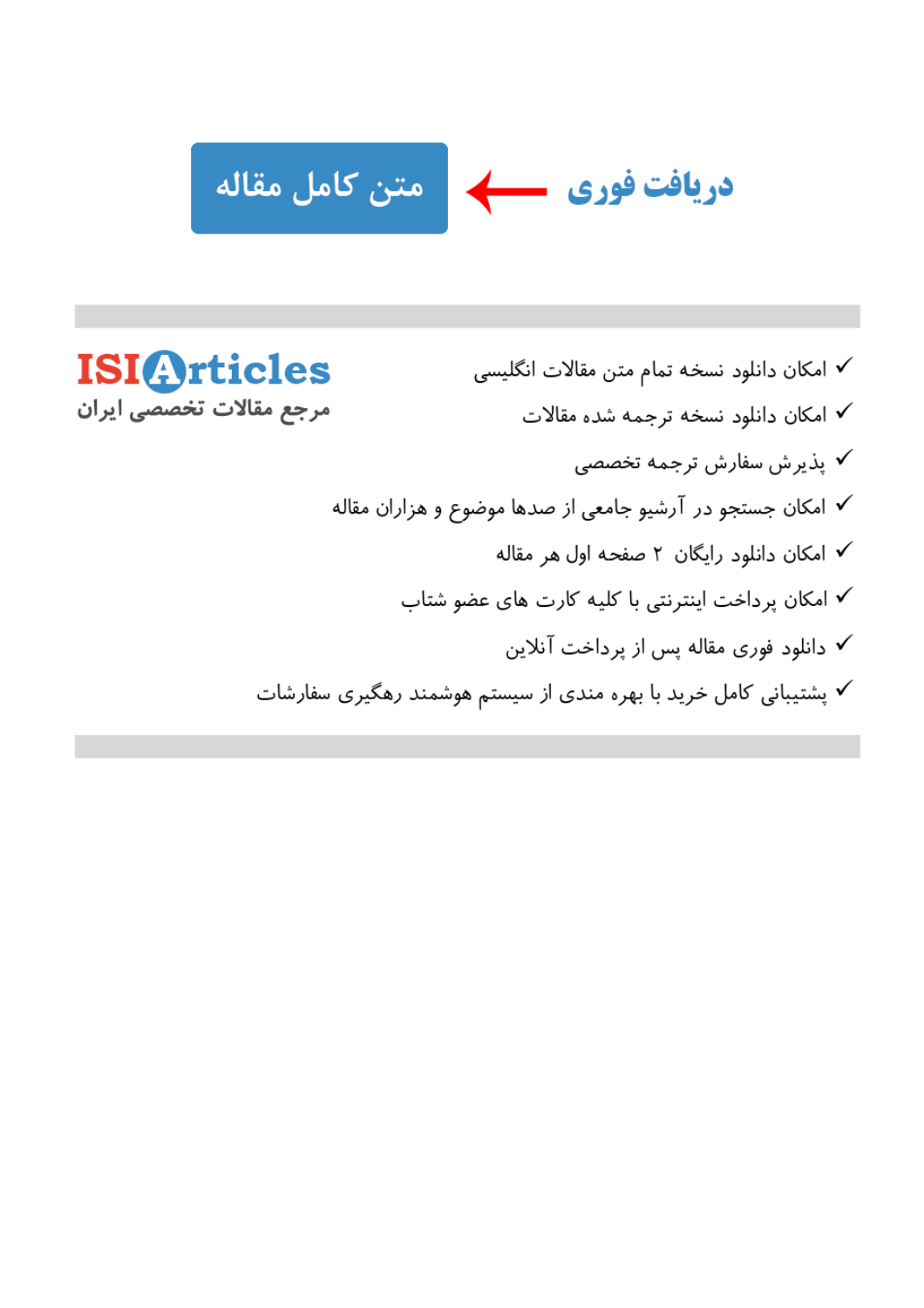دریافت فوری ← متن کامل مقاله

**ISIArticles**
مرجع مقالات تخصصی ایران

- ✓ امکان دانلود نسخه تمام متن مقالات انگلیسی
- ✓ امکان دانلود نسخه ترجمه شده مقالات
- ✓ پذیرش سفارش ترجمه تخصصی
- ✓ امکان جستجو در آرشیو جامعی از صدها موضوع و هزاران مقاله
- ✓ امکان دانلود رایگان ۲ صفحه اول هر مقاله
- ✓ امکان پرداخت اینترنتی با کلیه کارت های عضو شتاب
- ✓ دانلود فوری مقاله پس از پرداخت آنلاین
- ✓ پشتیبانی کامل خرید با بهره مندی از سیستم هوشمند رهگیری سفارشات